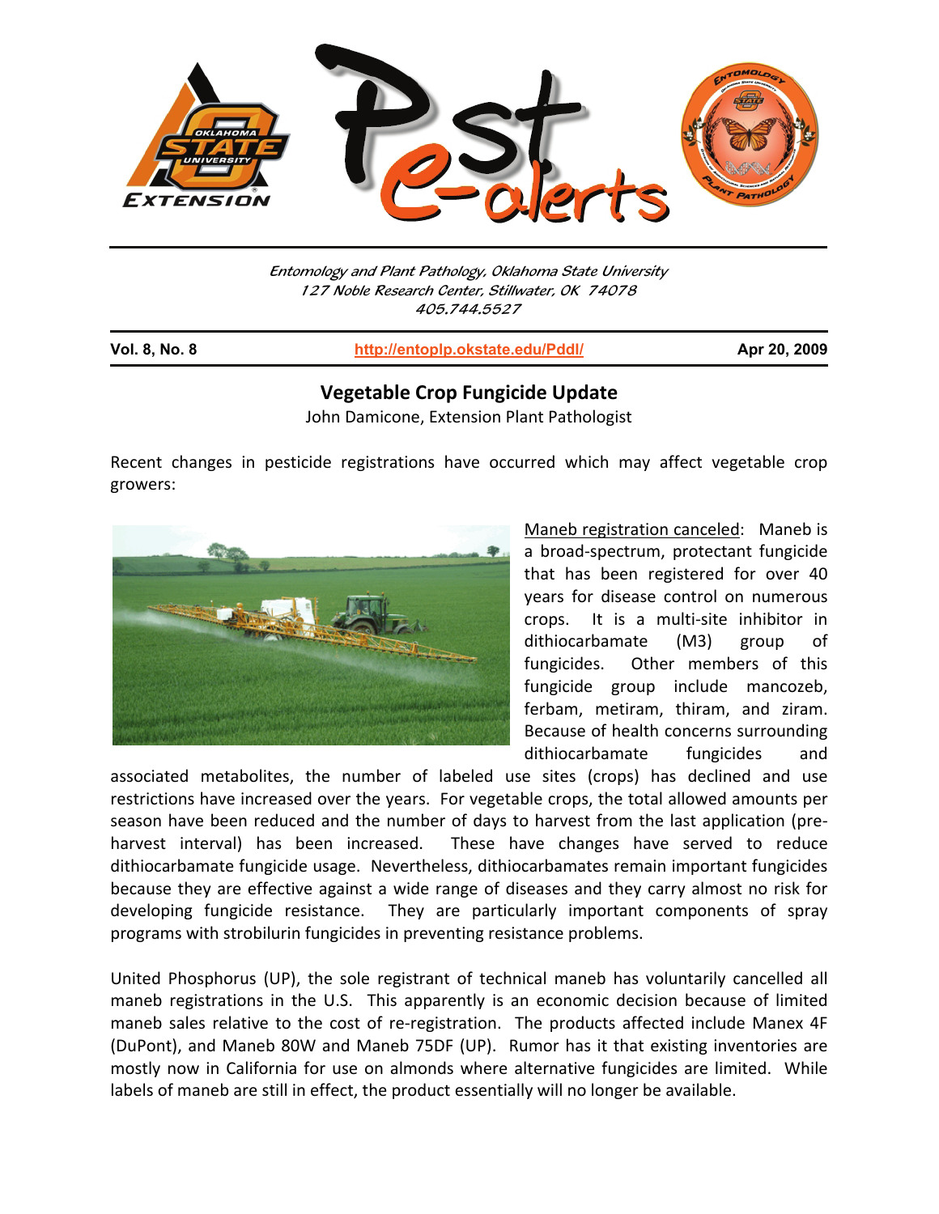# Pest e-alerts

*Entomology and Plant Pathology, Oklahoma State University*
*127 Noble Research Center, Stillwater, OK 74078*
*405.744.5527*

**Vol. 8, No. 8** | http://entoplp.okstate.edu/Pddl/ | **Apr 20, 2009**

## Vegetable Crop Fungicide Update

John Damicone, Extension Plant Pathologist

Recent changes in pesticide registrations have occurred which may affect vegetable crop growers:

Maneb registration canceled: Maneb is a broad-spectrum, protectant fungicide that has been registered for over 40 years for disease control on numerous crops. It is a multi-site inhibitor in dithiocarbamate (M3) group of fungicides. Other members of this fungicide group include mancozeb, ferbam, metiram, thiram, and ziram. Because of health concerns surrounding dithiocarbamate fungicides and associated metabolites, the number of labeled use sites (crops) has declined and use restrictions have increased over the years. For vegetable crops, the total allowed amounts per season have been reduced and the number of days to harvest from the last application (pre-harvest interval) has been increased. These have changes have served to reduce dithiocarbamate fungicide usage. Nevertheless, dithiocarbamates remain important fungicides because they are effective against a wide range of diseases and they carry almost no risk for developing fungicide resistance. They are particularly important components of spray programs with strobilurin fungicides in preventing resistance problems.

United Phosphorus (UP), the sole registrant of technical maneb has voluntarily cancelled all maneb registrations in the U.S. This apparently is an economic decision because of limited maneb sales relative to the cost of re-registration. The products affected include Manex 4F (DuPont), and Maneb 80W and Maneb 75DF (UP). Rumor has it that existing inventories are mostly now in California for use on almonds where alternative fungicides are limited. While labels of maneb are still in effect, the product essentially will no longer be available.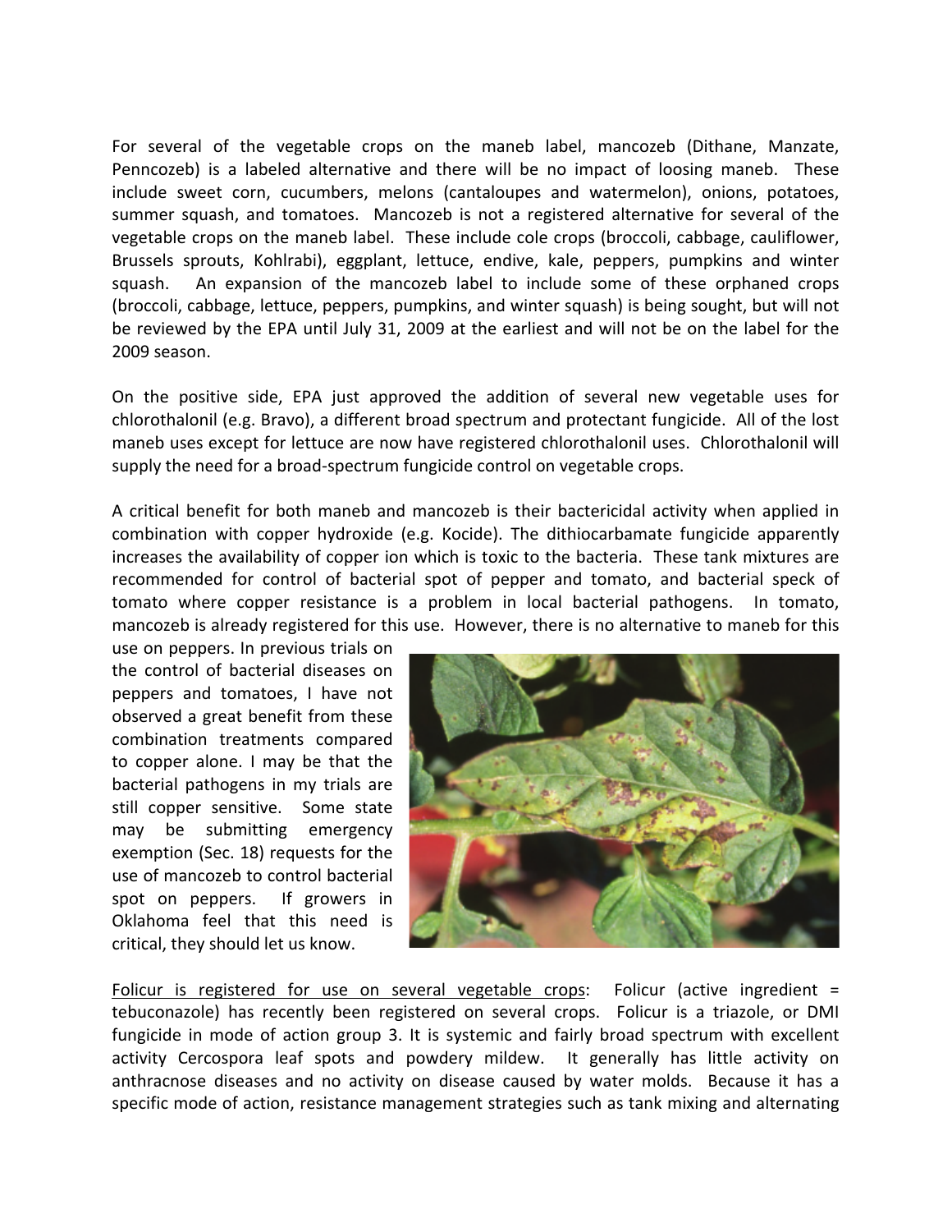For several of the vegetable crops on the maneb label, mancozeb (Dithane, Manzate, Penncozeb) is a labeled alternative and there will be no impact of loosing maneb. These include sweet corn, cucumbers, melons (cantaloupes and watermelon), onions, potatoes, summer squash, and tomatoes. Mancozeb is not a registered alternative for several of the vegetable crops on the maneb label. These include cole crops (broccoli, cabbage, cauliflower, Brussels sprouts, Kohlrabi), eggplant, lettuce, endive, kale, peppers, pumpkins and winter squash. An expansion of the mancozeb label to include some of these orphaned crops (broccoli, cabbage, lettuce, peppers, pumpkins, and winter squash) is being sought, but will not be reviewed by the EPA until July 31, 2009 at the earliest and will not be on the label for the 2009 season.

On the positive side, EPA just approved the addition of several new vegetable uses for chlorothalonil (e.g. Bravo), a different broad spectrum and protectant fungicide. All of the lost maneb uses except for lettuce are now have registered chlorothalonil uses. Chlorothalonil will supply the need for a broad-spectrum fungicide control on vegetable crops.

A critical benefit for both maneb and mancozeb is their bactericidal activity when applied in combination with copper hydroxide (e.g. Kocide). The dithiocarbamate fungicide apparently increases the availability of copper ion which is toxic to the bacteria. These tank mixtures are recommended for control of bacterial spot of pepper and tomato, and bacterial speck of tomato where copper resistance is a problem in local bacterial pathogens. In tomato, mancozeb is already registered for this use. However, there is no alternative to maneb for this use on peppers. In previous trials on the control of bacterial diseases on peppers and tomatoes, I have not observed a great benefit from these combination treatments compared to copper alone. I may be that the bacterial pathogens in my trials are still copper sensitive. Some state may be submitting emergency exemption (Sec. 18) requests for the use of mancozeb to control bacterial spot on peppers. If growers in Oklahoma feel that this need is critical, they should let us know.

<u>Folicur is registered for use on several vegetable crops</u>: Folicur (active ingredient = tebuconazole) has recently been registered on several crops. Folicur is a triazole, or DMI fungicide in mode of action group 3. It is systemic and fairly broad spectrum with excellent activity Cercospora leaf spots and powdery mildew. It generally has little activity on anthracnose diseases and no activity on disease caused by water molds. Because it has a specific mode of action, resistance management strategies such as tank mixing and alternating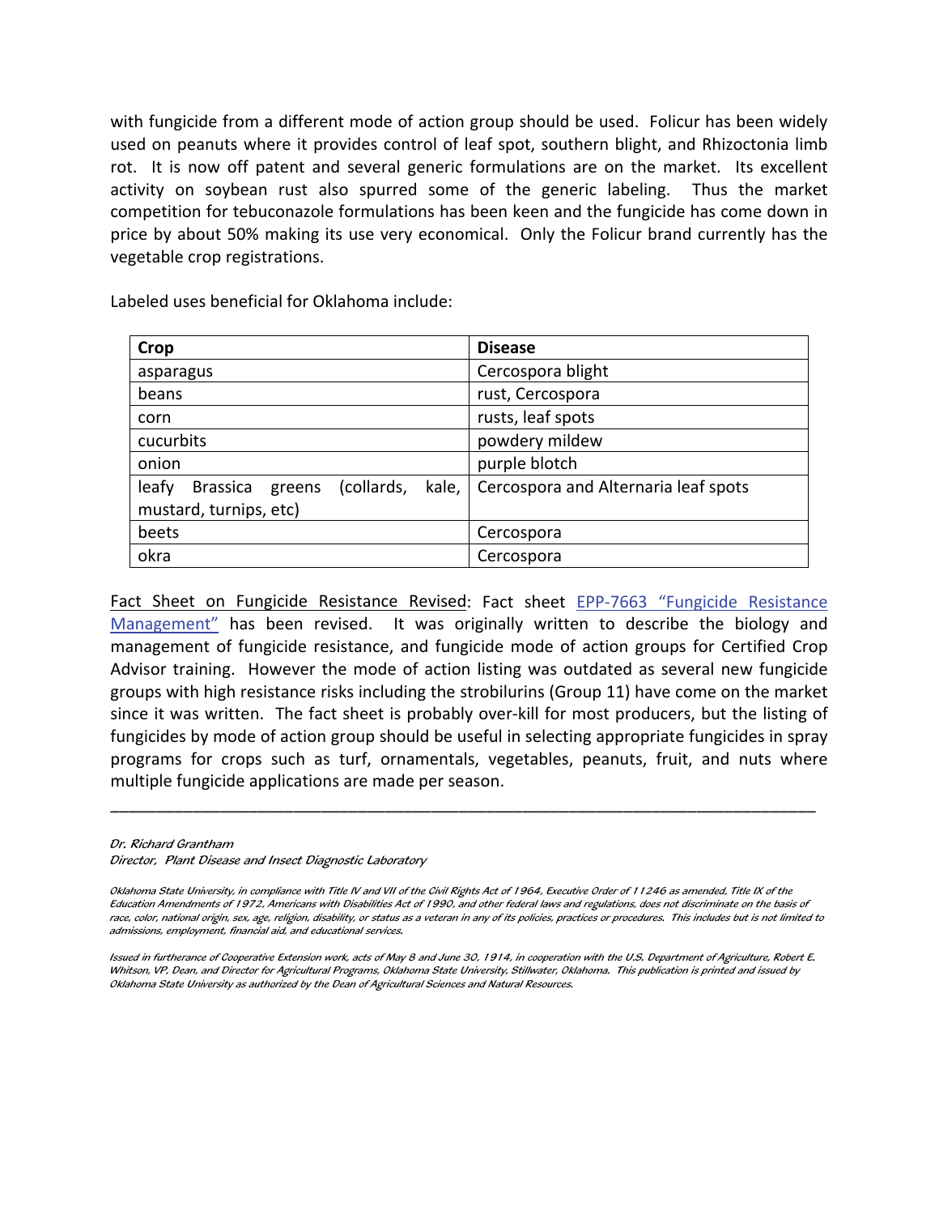with fungicide from a different mode of action group should be used. Folicur has been widely used on peanuts where it provides control of leaf spot, southern blight, and Rhizoctonia limb rot. It is now off patent and several generic formulations are on the market. Its excellent activity on soybean rust also spurred some of the generic labeling. Thus the market competition for tebuconazole formulations has been keen and the fungicide has come down in price by about 50% making its use very economical. Only the Folicur brand currently has the vegetable crop registrations.

Labeled uses beneficial for Oklahoma include:

| Crop | Disease |
|---|---|
| asparagus | Cercospora blight |
| beans | rust, Cercospora |
| corn | rusts, leaf spots |
| cucurbits | powdery mildew |
| onion | purple blotch |
| leafy Brassica greens (collards, kale, mustard, turnips, etc) | Cercospora and Alternaria leaf spots |
| beets | Cercospora |
| okra | Cercospora |

Fact Sheet on Fungicide Resistance Revised: Fact sheet EPP-7663 "Fungicide Resistance Management" has been revised. It was originally written to describe the biology and management of fungicide resistance, and fungicide mode of action groups for Certified Crop Advisor training. However the mode of action listing was outdated as several new fungicide groups with high resistance risks including the strobilurins (Group 11) have come on the market since it was written. The fact sheet is probably over-kill for most producers, but the listing of fungicides by mode of action group should be useful in selecting appropriate fungicides in spray programs for crops such as turf, ornamentals, vegetables, peanuts, fruit, and nuts where multiple fungicide applications are made per season.

---

*Dr. Richard Grantham*
*Director, Plant Disease and Insect Diagnostic Laboratory*

*Oklahoma State University, in compliance with Title IV and VII of the Civil Rights Act of 1964, Executive Order of 11246 as amended, Title IX of the Education Amendments of 1972, Americans with Disabilities Act of 1990, and other federal laws and regulations, does not discriminate on the basis of race, color, national origin, sex, age, religion, disability, or status as a veteran in any of its policies, practices or procedures. This includes but is not limited to admissions, employment, financial aid, and educational services.*

*Issued in furtherance of Cooperative Extension work, acts of May 8 and June 30, 1914, in cooperation with the U.S. Department of Agriculture, Robert E. Whitson, VP, Dean, and Director for Agricultural Programs, Oklahoma State University, Stillwater, Oklahoma. This publication is printed and issued by Oklahoma State University as authorized by the Dean of Agricultural Sciences and Natural Resources.*